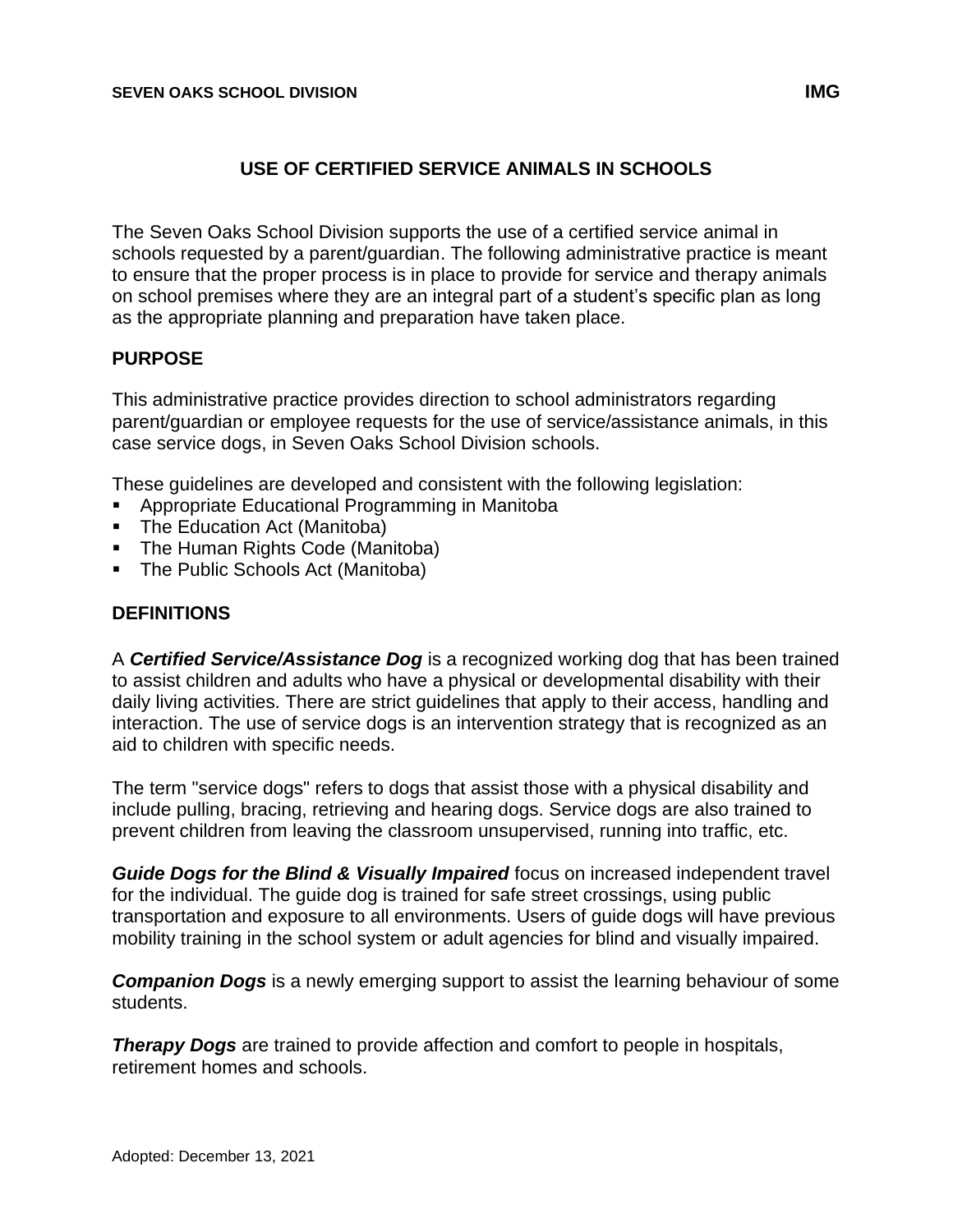SEVEN OAKS SCHOOL DIVISION **IMG**

# USE OF CERTIFIED SERVICE ANIMALS IN SCHOOLS

The Seven Oaks School Division supports the use of a certified service animal in schools requested by a parent/guardian. The following administrative practice is meant to ensure that the proper process is in place to provide for service and therapy animals on school premises where they are an integral part of a student's specific plan as long as the appropriate planning and preparation have taken place.

## PURPOSE

This administrative practice provides direction to school administrators regarding parent/guardian or employee requests for the use of service/assistance animals, in this case service dogs, in Seven Oaks School Division schools.

These guidelines are developed and consistent with the following legislation:

- Appropriate Educational Programming in Manitoba
- The Education Act (Manitoba)
- The Human Rights Code (Manitoba)
- The Public Schools Act (Manitoba)

## DEFINITIONS

A ***Certified Service/Assistance Dog*** is a recognized working dog that has been trained to assist children and adults who have a physical or developmental disability with their daily living activities. There are strict guidelines that apply to their access, handling and interaction. The use of service dogs is an intervention strategy that is recognized as an aid to children with specific needs.

The term "service dogs" refers to dogs that assist those with a physical disability and include pulling, bracing, retrieving and hearing dogs. Service dogs are also trained to prevent children from leaving the classroom unsupervised, running into traffic, etc.

***Guide Dogs for the Blind & Visually Impaired*** focus on increased independent travel for the individual. The guide dog is trained for safe street crossings, using public transportation and exposure to all environments. Users of guide dogs will have previous mobility training in the school system or adult agencies for blind and visually impaired.

***Companion Dogs*** is a newly emerging support to assist the learning behaviour of some students.

***Therapy Dogs*** are trained to provide affection and comfort to people in hospitals, retirement homes and schools.

Adopted: December 13, 2021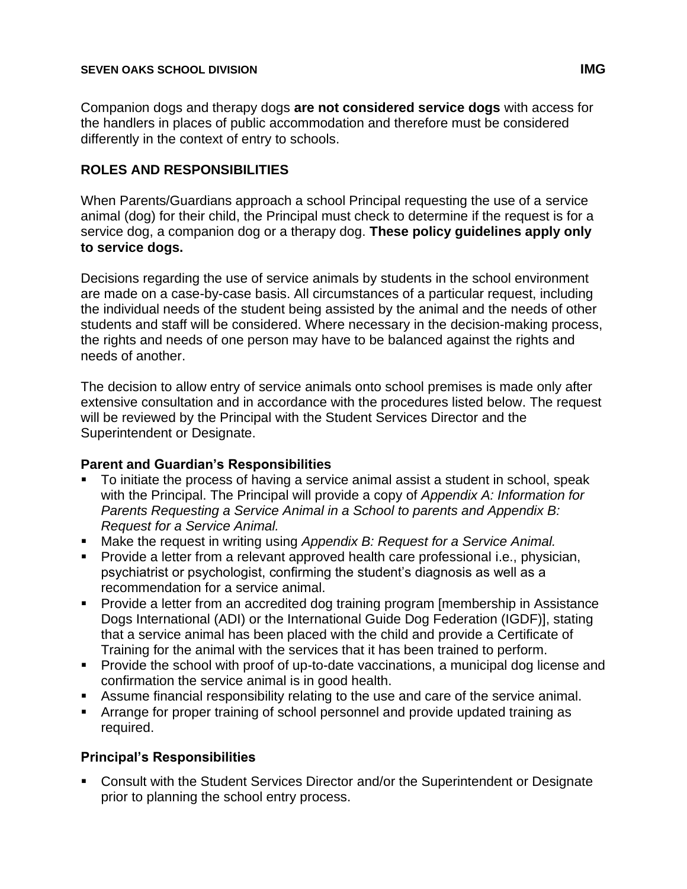Companion dogs and therapy dogs **are not considered service dogs** with access for the handlers in places of public accommodation and therefore must be considered differently in the context of entry to schools.

## ROLES AND RESPONSIBILITIES

When Parents/Guardians approach a school Principal requesting the use of a service animal (dog) for their child, the Principal must check to determine if the request is for a service dog, a companion dog or a therapy dog. **These policy guidelines apply only to service dogs.**

Decisions regarding the use of service animals by students in the school environment are made on a case-by-case basis. All circumstances of a particular request, including the individual needs of the student being assisted by the animal and the needs of other students and staff will be considered. Where necessary in the decision-making process, the rights and needs of one person may have to be balanced against the rights and needs of another.

The decision to allow entry of service animals onto school premises is made only after extensive consultation and in accordance with the procedures listed below. The request will be reviewed by the Principal with the Student Services Director and the Superintendent or Designate.

### Parent and Guardian's Responsibilities

- To initiate the process of having a service animal assist a student in school, speak with the Principal. The Principal will provide a copy of *Appendix A: Information for Parents Requesting a Service Animal in a School to parents and Appendix B: Request for a Service Animal.*
- Make the request in writing using *Appendix B: Request for a Service Animal.*
- Provide a letter from a relevant approved health care professional i.e., physician, psychiatrist or psychologist, confirming the student's diagnosis as well as a recommendation for a service animal.
- Provide a letter from an accredited dog training program [membership in Assistance Dogs International (ADI) or the International Guide Dog Federation (IGDF)], stating that a service animal has been placed with the child and provide a Certificate of Training for the animal with the services that it has been trained to perform.
- Provide the school with proof of up-to-date vaccinations, a municipal dog license and confirmation the service animal is in good health.
- Assume financial responsibility relating to the use and care of the service animal.
- Arrange for proper training of school personnel and provide updated training as required.

### Principal's Responsibilities

- Consult with the Student Services Director and/or the Superintendent or Designate prior to planning the school entry process.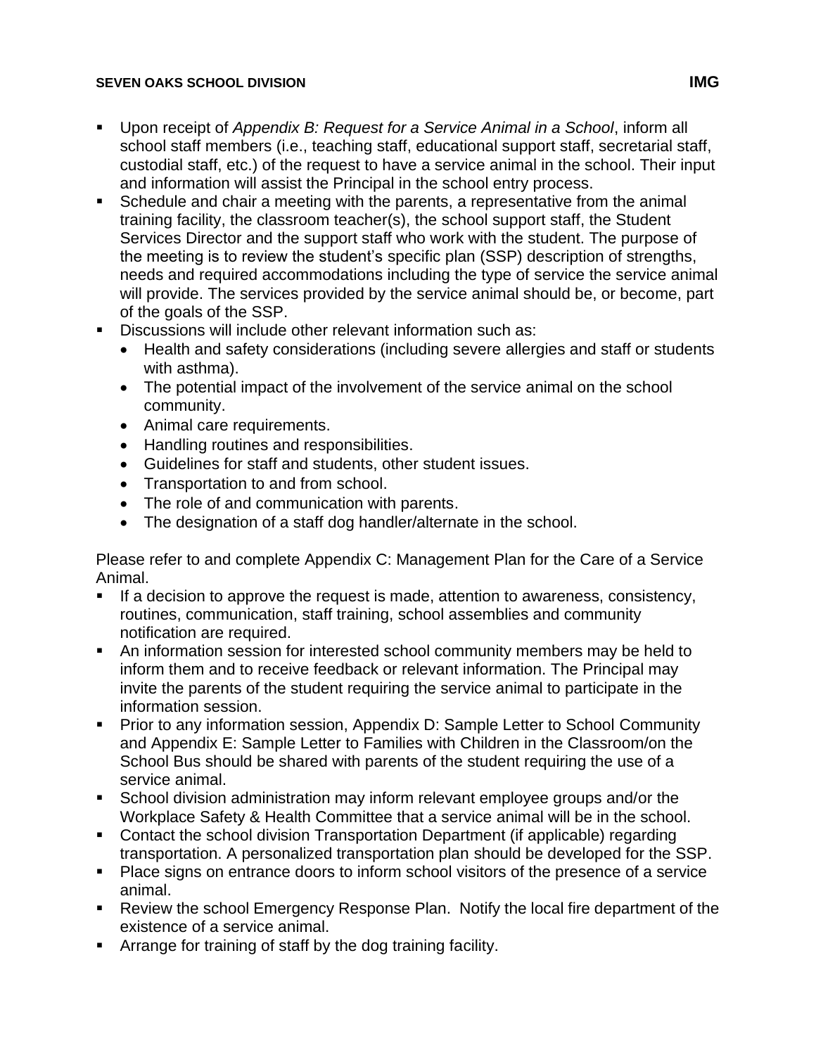- Upon receipt of *Appendix B: Request for a Service Animal in a School*, inform all school staff members (i.e., teaching staff, educational support staff, secretarial staff, custodial staff, etc.) of the request to have a service animal in the school. Their input and information will assist the Principal in the school entry process.
- Schedule and chair a meeting with the parents, a representative from the animal training facility, the classroom teacher(s), the school support staff, the Student Services Director and the support staff who work with the student. The purpose of the meeting is to review the student's specific plan (SSP) description of strengths, needs and required accommodations including the type of service the service animal will provide. The services provided by the service animal should be, or become, part of the goals of the SSP.
- Discussions will include other relevant information such as:
  - Health and safety considerations (including severe allergies and staff or students with asthma).
  - The potential impact of the involvement of the service animal on the school community.
  - Animal care requirements.
  - Handling routines and responsibilities.
  - Guidelines for staff and students, other student issues.
  - Transportation to and from school.
  - The role of and communication with parents.
  - The designation of a staff dog handler/alternate in the school.

Please refer to and complete Appendix C: Management Plan for the Care of a Service Animal.

- If a decision to approve the request is made, attention to awareness, consistency, routines, communication, staff training, school assemblies and community notification are required.
- An information session for interested school community members may be held to inform them and to receive feedback or relevant information. The Principal may invite the parents of the student requiring the service animal to participate in the information session.
- Prior to any information session, Appendix D: Sample Letter to School Community and Appendix E: Sample Letter to Families with Children in the Classroom/on the School Bus should be shared with parents of the student requiring the use of a service animal.
- School division administration may inform relevant employee groups and/or the Workplace Safety & Health Committee that a service animal will be in the school.
- Contact the school division Transportation Department (if applicable) regarding transportation. A personalized transportation plan should be developed for the SSP.
- Place signs on entrance doors to inform school visitors of the presence of a service animal.
- Review the school Emergency Response Plan. Notify the local fire department of the existence of a service animal.
- Arrange for training of staff by the dog training facility.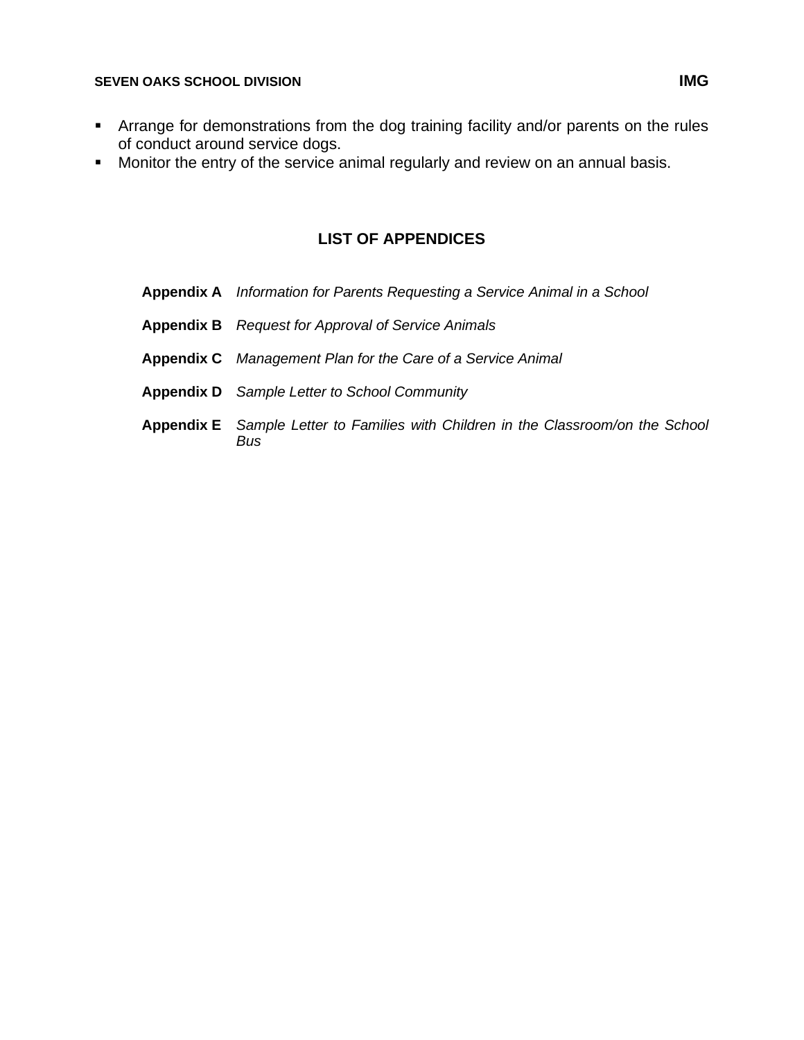- Arrange for demonstrations from the dog training facility and/or parents on the rules of conduct around service dogs.
- Monitor the entry of the service animal regularly and review on an annual basis.

## LIST OF APPENDICES

**Appendix A** *Information for Parents Requesting a Service Animal in a School*

**Appendix B** *Request for Approval of Service Animals*

**Appendix C** *Management Plan for the Care of a Service Animal*

**Appendix D** *Sample Letter to School Community*

**Appendix E** *Sample Letter to Families with Children in the Classroom/on the School Bus*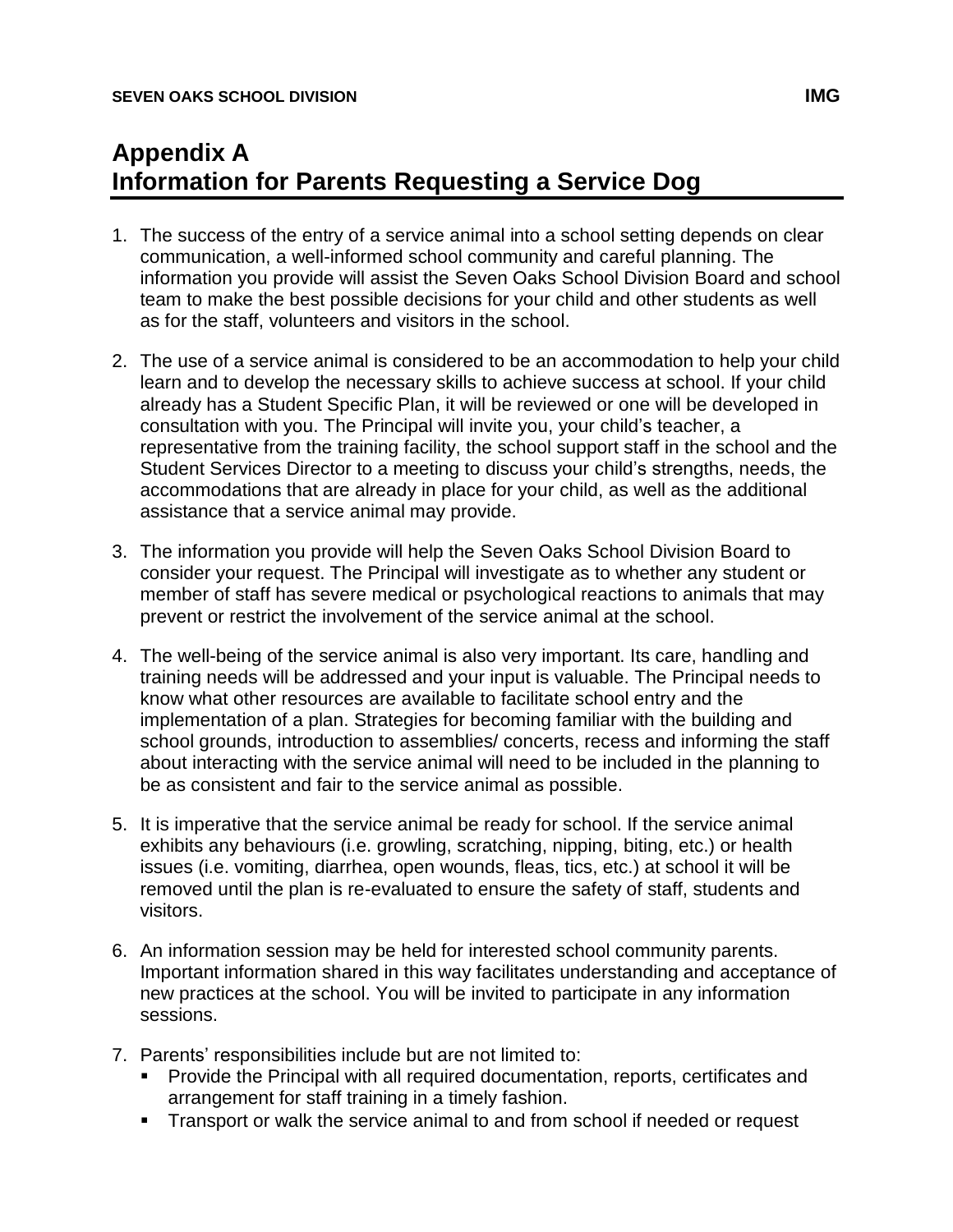# Appendix A
# Information for Parents Requesting a Service Dog

1. The success of the entry of a service animal into a school setting depends on clear communication, a well-informed school community and careful planning. The information you provide will assist the Seven Oaks School Division Board and school team to make the best possible decisions for your child and other students as well as for the staff, volunteers and visitors in the school.

2. The use of a service animal is considered to be an accommodation to help your child learn and to develop the necessary skills to achieve success at school. If your child already has a Student Specific Plan, it will be reviewed or one will be developed in consultation with you. The Principal will invite you, your child's teacher, a representative from the training facility, the school support staff in the school and the Student Services Director to a meeting to discuss your child's strengths, needs, the accommodations that are already in place for your child, as well as the additional assistance that a service animal may provide.

3. The information you provide will help the Seven Oaks School Division Board to consider your request. The Principal will investigate as to whether any student or member of staff has severe medical or psychological reactions to animals that may prevent or restrict the involvement of the service animal at the school.

4. The well-being of the service animal is also very important. Its care, handling and training needs will be addressed and your input is valuable. The Principal needs to know what other resources are available to facilitate school entry and the implementation of a plan. Strategies for becoming familiar with the building and school grounds, introduction to assemblies/ concerts, recess and informing the staff about interacting with the service animal will need to be included in the planning to be as consistent and fair to the service animal as possible.

5. It is imperative that the service animal be ready for school. If the service animal exhibits any behaviours (i.e. growling, scratching, nipping, biting, etc.) or health issues (i.e. vomiting, diarrhea, open wounds, fleas, tics, etc.) at school it will be removed until the plan is re-evaluated to ensure the safety of staff, students and visitors.

6. An information session may be held for interested school community parents. Important information shared in this way facilitates understanding and acceptance of new practices at the school. You will be invited to participate in any information sessions.

7. Parents' responsibilities include but are not limited to:
   - Provide the Principal with all required documentation, reports, certificates and arrangement for staff training in a timely fashion.
   - Transport or walk the service animal to and from school if needed or request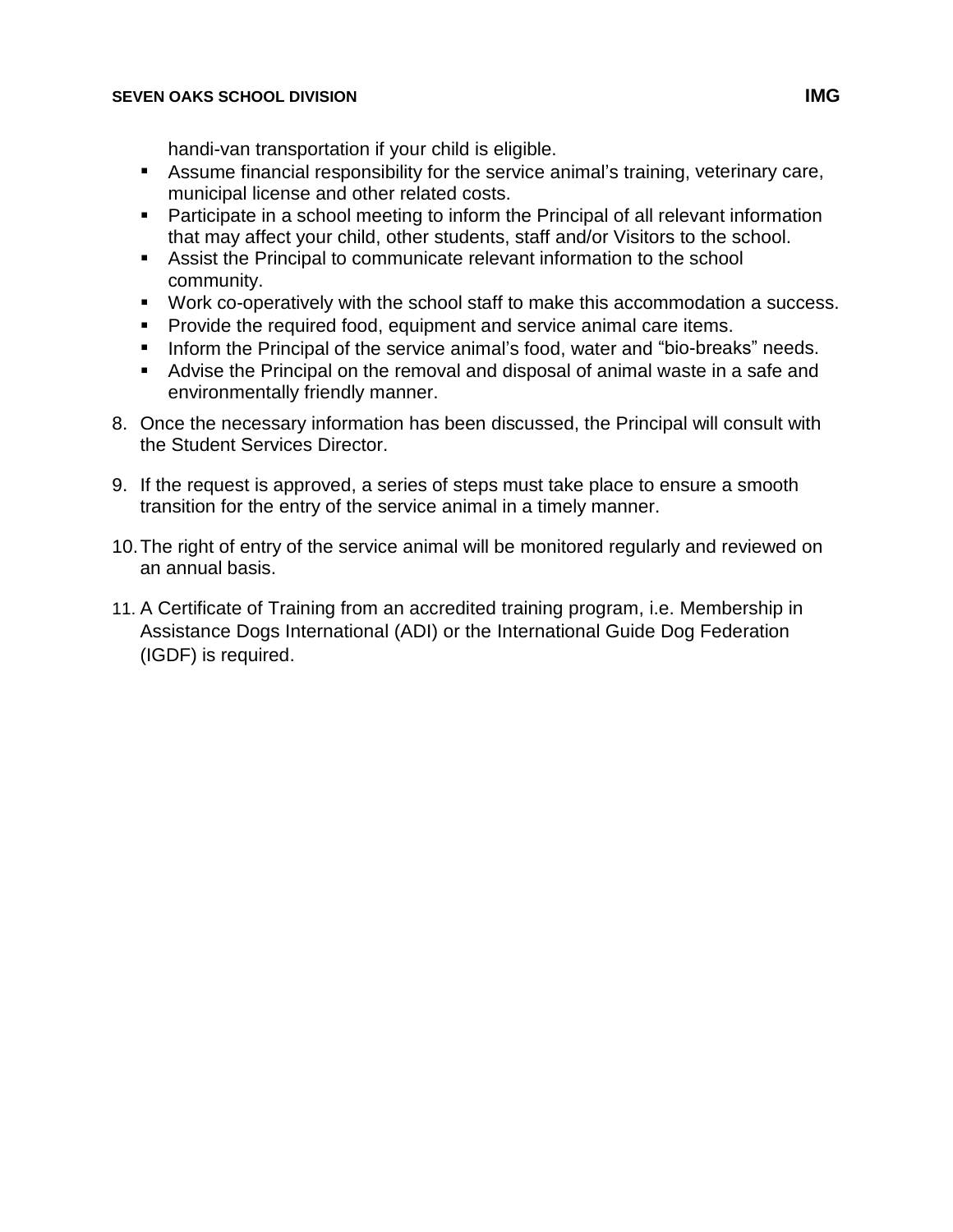handi-van transportation if your child is eligible.

- Assume financial responsibility for the service animal's training, veterinary care, municipal license and other related costs.
- Participate in a school meeting to inform the Principal of all relevant information that may affect your child, other students, staff and/or Visitors to the school.
- Assist the Principal to communicate relevant information to the school community.
- Work co-operatively with the school staff to make this accommodation a success.
- Provide the required food, equipment and service animal care items.
- Inform the Principal of the service animal's food, water and "bio-breaks" needs.
- Advise the Principal on the removal and disposal of animal waste in a safe and environmentally friendly manner.

8. Once the necessary information has been discussed, the Principal will consult with the Student Services Director.

9. If the request is approved, a series of steps must take place to ensure a smooth transition for the entry of the service animal in a timely manner.

10. The right of entry of the service animal will be monitored regularly and reviewed on an annual basis.

11. A Certificate of Training from an accredited training program, i.e. Membership in Assistance Dogs International (ADI) or the International Guide Dog Federation (IGDF) is required.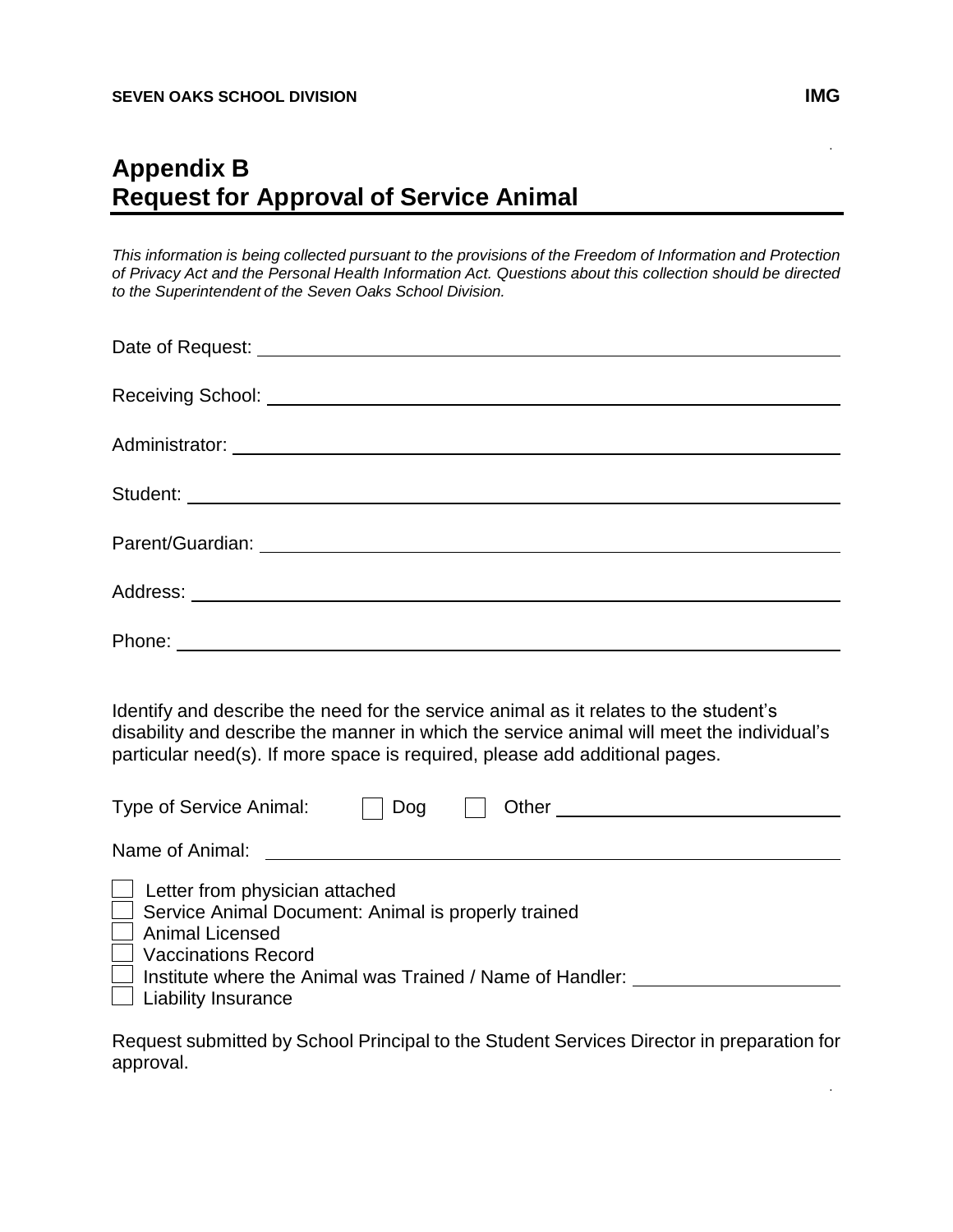# Appendix B
# Request for Approval of Service Animal

*This information is being collected pursuant to the provisions of the Freedom of Information and Protection of Privacy Act and the Personal Health Information Act. Questions about this collection should be directed to the Superintendent of the Seven Oaks School Division.*

Date of Request: ____________________

Receiving School: ____________________

Administrator: ____________________

Student: ____________________

Parent/Guardian: ____________________

Address: ____________________

Phone: ____________________

Identify and describe the need for the service animal as it relates to the student's disability and describe the manner in which the service animal will meet the individual's particular need(s). If more space is required, please add additional pages.

Type of Service Animal: ☐ Dog ☐ Other ____________________

Name of Animal: ____________________

- ☐ Letter from physician attached
- ☐ Service Animal Document: Animal is properly trained
- ☐ Animal Licensed
- ☐ Vaccinations Record
- ☐ Institute where the Animal was Trained / Name of Handler: ____________________
- ☐ Liability Insurance

Request submitted by School Principal to the Student Services Director in preparation for approval.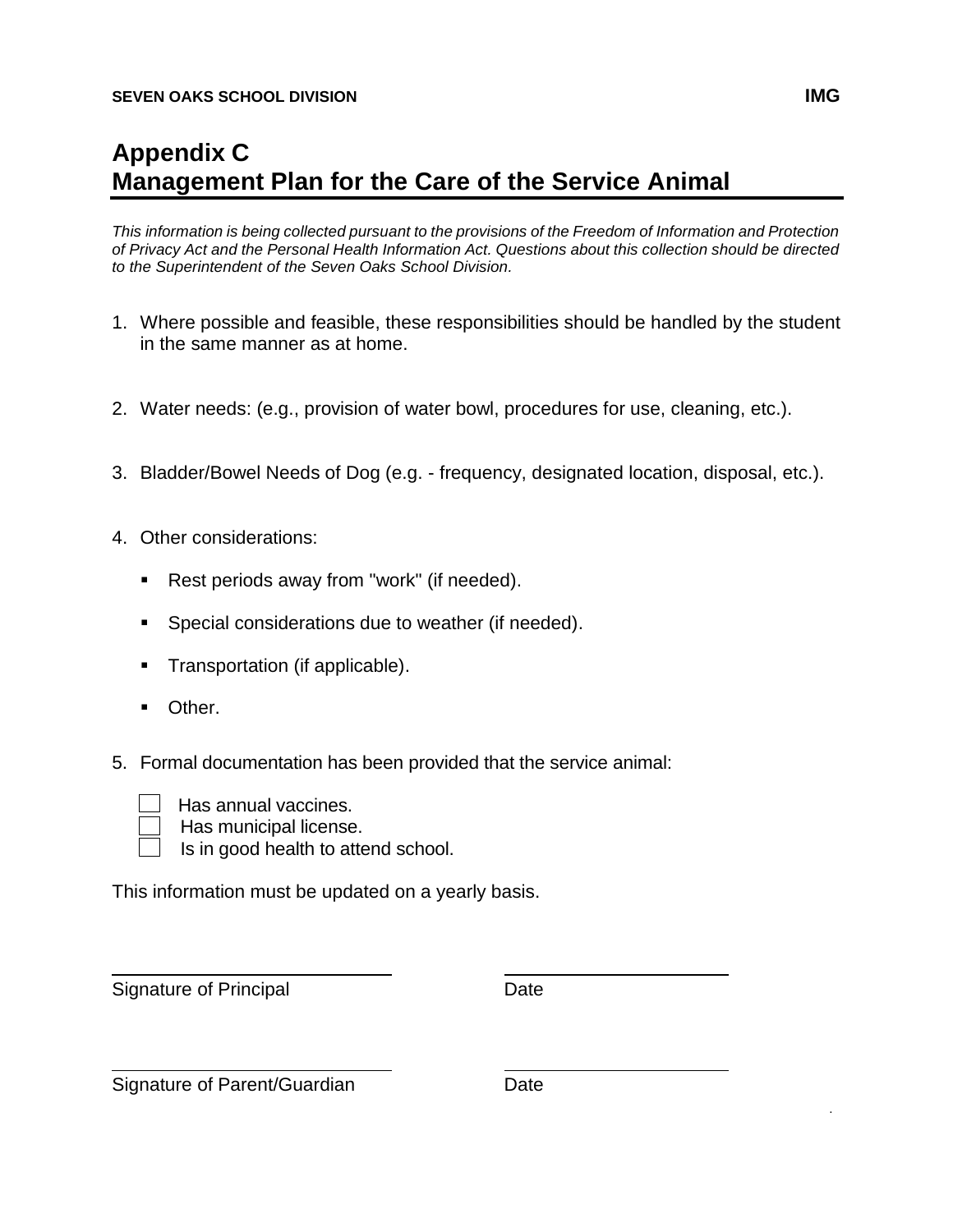# Appendix C
# Management Plan for the Care of the Service Animal

*This information is being collected pursuant to the provisions of the Freedom of Information and Protection of Privacy Act and the Personal Health Information Act. Questions about this collection should be directed to the Superintendent of the Seven Oaks School Division.*

1. Where possible and feasible, these responsibilities should be handled by the student in the same manner as at home.

2. Water needs: (e.g., provision of water bowl, procedures for use, cleaning, etc.).

3. Bladder/Bowel Needs of Dog (e.g. - frequency, designated location, disposal, etc.).

4. Other considerations:

   - Rest periods away from "work" (if needed).
   - Special considerations due to weather (if needed).
   - Transportation (if applicable).
   - Other.

5. Formal documentation has been provided that the service animal:

   - [ ] Has annual vaccines.
   - [ ] Has municipal license.
   - [ ] Is in good health to attend school.

This information must be updated on a yearly basis.

\_\_\_\_\_\_\_\_\_\_\_\_\_\_\_\_\_\_\_\_\_\_\_\_\_\_\_\_ \_\_\_\_\_\_\_\_\_\_\_\_\_\_\_\_\_\_\_\_\_\_\_\_

Signature of Principal Date

\_\_\_\_\_\_\_\_\_\_\_\_\_\_\_\_\_\_\_\_\_\_\_\_\_\_\_\_ \_\_\_\_\_\_\_\_\_\_\_\_\_\_\_\_\_\_\_\_\_\_\_\_

Signature of Parent/Guardian Date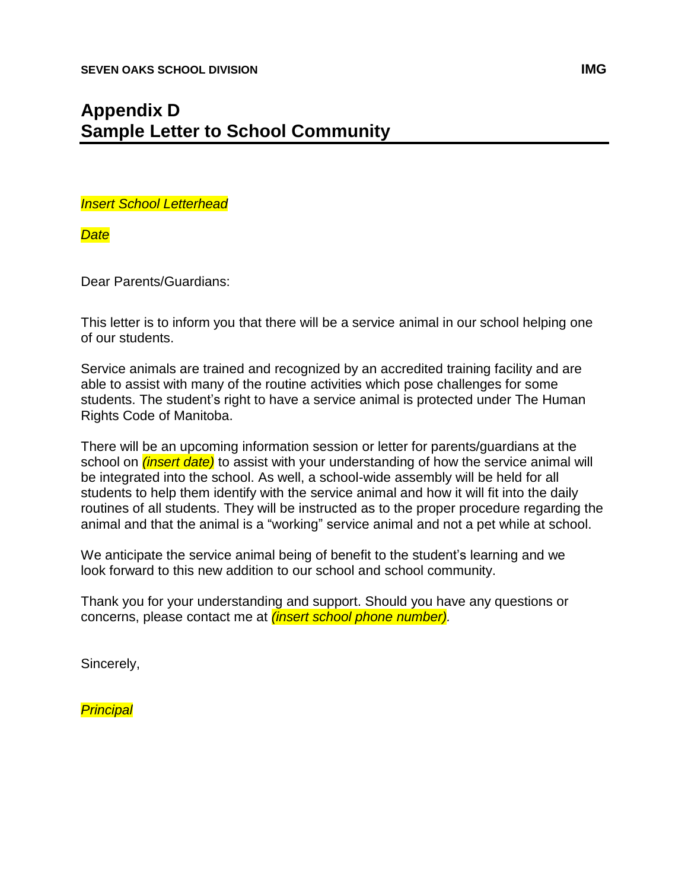# Appendix D
# Sample Letter to School Community

*Insert School Letterhead*

*Date*

Dear Parents/Guardians:

This letter is to inform you that there will be a service animal in our school helping one of our students.

Service animals are trained and recognized by an accredited training facility and are able to assist with many of the routine activities which pose challenges for some students. The student's right to have a service animal is protected under The Human Rights Code of Manitoba.

There will be an upcoming information session or letter for parents/guardians at the school on *(insert date)* to assist with your understanding of how the service animal will be integrated into the school. As well, a school-wide assembly will be held for all students to help them identify with the service animal and how it will fit into the daily routines of all students. They will be instructed as to the proper procedure regarding the animal and that the animal is a "working" service animal and not a pet while at school.

We anticipate the service animal being of benefit to the student's learning and we look forward to this new addition to our school and school community.

Thank you for your understanding and support. Should you have any questions or concerns, please contact me at *(insert school phone number).*

Sincerely,

*Principal*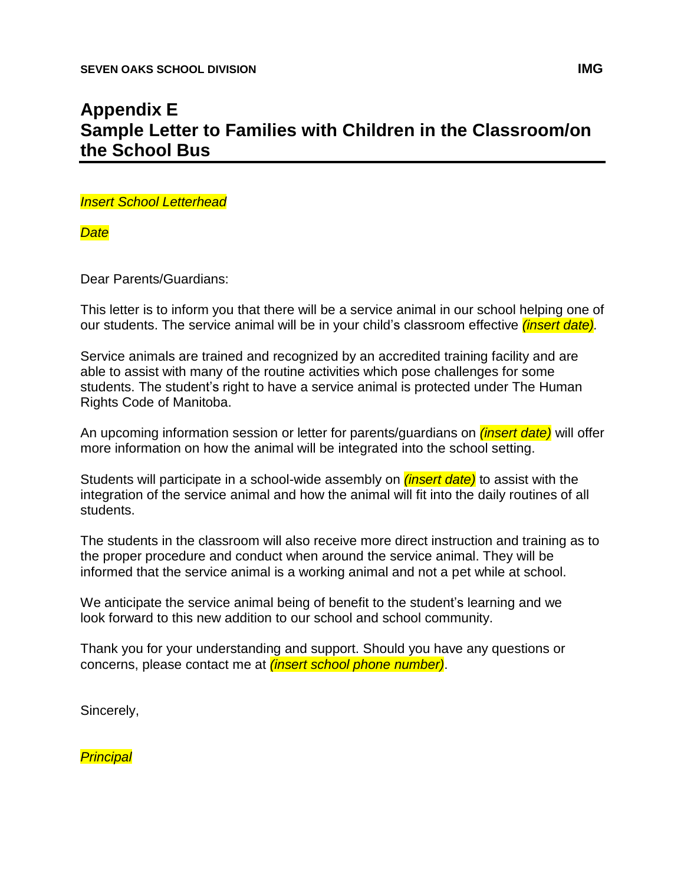# Appendix E
# Sample Letter to Families with Children in the Classroom/on the School Bus

*Insert School Letterhead*

*Date*

Dear Parents/Guardians:

This letter is to inform you that there will be a service animal in our school helping one of our students. The service animal will be in your child's classroom effective *(insert date).*

Service animals are trained and recognized by an accredited training facility and are able to assist with many of the routine activities which pose challenges for some students. The student's right to have a service animal is protected under The Human Rights Code of Manitoba.

An upcoming information session or letter for parents/guardians on *(insert date)* will offer more information on how the animal will be integrated into the school setting.

Students will participate in a school-wide assembly on *(insert date)* to assist with the integration of the service animal and how the animal will fit into the daily routines of all students.

The students in the classroom will also receive more direct instruction and training as to the proper procedure and conduct when around the service animal. They will be informed that the service animal is a working animal and not a pet while at school.

We anticipate the service animal being of benefit to the student's learning and we look forward to this new addition to our school and school community.

Thank you for your understanding and support. Should you have any questions or concerns, please contact me at *(insert school phone number)*.

Sincerely,

*Principal*